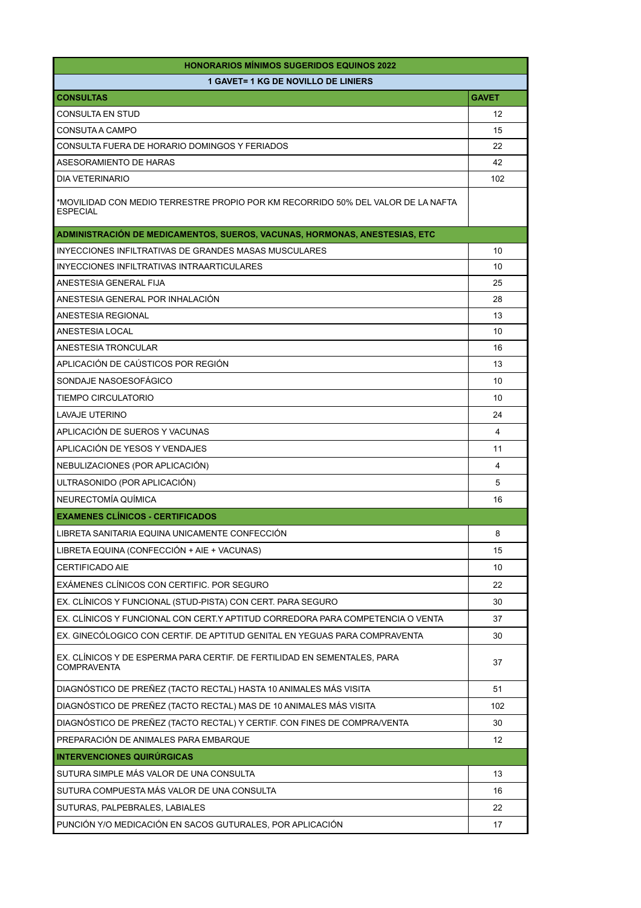| HONORARIOS MÍNIMOS SUGERIDOS EQUINOS 2022 | |
|---|---|
| **1 GAVET= 1 KG DE NOVILLO DE LINIERS** | |
| **CONSULTAS** | **GAVET** |
| CONSULTA EN STUD | 12 |
| CONSUTA A CAMPO | 15 |
| CONSULTA FUERA DE HORARIO DOMINGOS Y FERIADOS | 22 |
| ASESORAMIENTO DE HARAS | 42 |
| DIA VETERINARIO | 102 |
| *MOVILIDAD CON MEDIO TERRESTRE PROPIO POR KM RECORRIDO 50% DEL VALOR DE LA NAFTA ESPECIAL | |
| **ADMINISTRACIÓN DE MEDICAMENTOS, SUEROS, VACUNAS, HORMONAS, ANESTESIAS, ETC** | |
| INYECCIONES INFILTRATIVAS DE GRANDES MASAS MUSCULARES | 10 |
| INYECCIONES INFILTRATIVAS INTRAARTICULARES | 10 |
| ANESTESIA GENERAL FIJA | 25 |
| ANESTESIA GENERAL POR INHALACIÓN | 28 |
| ANESTESIA REGIONAL | 13 |
| ANESTESIA LOCAL | 10 |
| ANESTESIA TRONCULAR | 16 |
| APLICACIÓN DE CAÚSTICOS POR REGIÓN | 13 |
| SONDAJE NASOESOFÁGICO | 10 |
| TIEMPO CIRCULATORIO | 10 |
| LAVAJE UTERINO | 24 |
| APLICACIÓN DE SUEROS Y VACUNAS | 4 |
| APLICACIÓN DE YESOS Y VENDAJES | 11 |
| NEBULIZACIONES (POR APLICACIÓN) | 4 |
| ULTRASONIDO (POR APLICACIÓN) | 5 |
| NEURECTOMÍA QUÍMICA | 16 |
| **EXAMENES CLÍNICOS - CERTIFICADOS** | |
| LIBRETA SANITARIA EQUINA UNICAMENTE CONFECCIÓN | 8 |
| LIBRETA EQUINA (CONFECCIÓN + AIE + VACUNAS) | 15 |
| CERTIFICADO AIE | 10 |
| EXÁMENES CLÍNICOS CON CERTIFIC. POR SEGURO | 22 |
| EX. CLÍNICOS Y FUNCIONAL (STUD-PISTA) CON CERT. PARA SEGURO | 30 |
| EX. CLÍNICOS Y FUNCIONAL CON CERT.Y APTITUD CORREDORA PARA COMPETENCIA O VENTA | 37 |
| EX. GINECÓLOGICO CON CERTIF. DE APTITUD GENITAL EN YEGUAS PARA COMPRAVENTA | 30 |
| EX. CLÍNICOS Y DE ESPERMA PARA CERTIF. DE FERTILIDAD EN SEMENTALES, PARA COMPRAVENTA | 37 |
| DIAGNÓSTICO DE PREÑEZ (TACTO RECTAL) HASTA 10 ANIMALES MÁS VISITA | 51 |
| DIAGNÓSTICO DE PREÑEZ (TACTO RECTAL) MAS DE 10 ANIMALES MÁS VISITA | 102 |
| DIAGNÓSTICO DE PREÑEZ (TACTO RECTAL) Y CERTIF. CON FINES DE COMPRA/VENTA | 30 |
| PREPARACIÓN DE ANIMALES PARA EMBARQUE | 12 |
| **INTERVENCIONES QUIRÚRGICAS** | |
| SUTURA SIMPLE MÁS VALOR DE UNA CONSULTA | 13 |
| SUTURA COMPUESTA MÁS VALOR DE UNA CONSULTA | 16 |
| SUTURAS, PALPEBRALES, LABIALES | 22 |
| PUNCIÓN Y/O MEDICACIÓN EN SACOS GUTURALES, POR APLICACIÓN | 17 |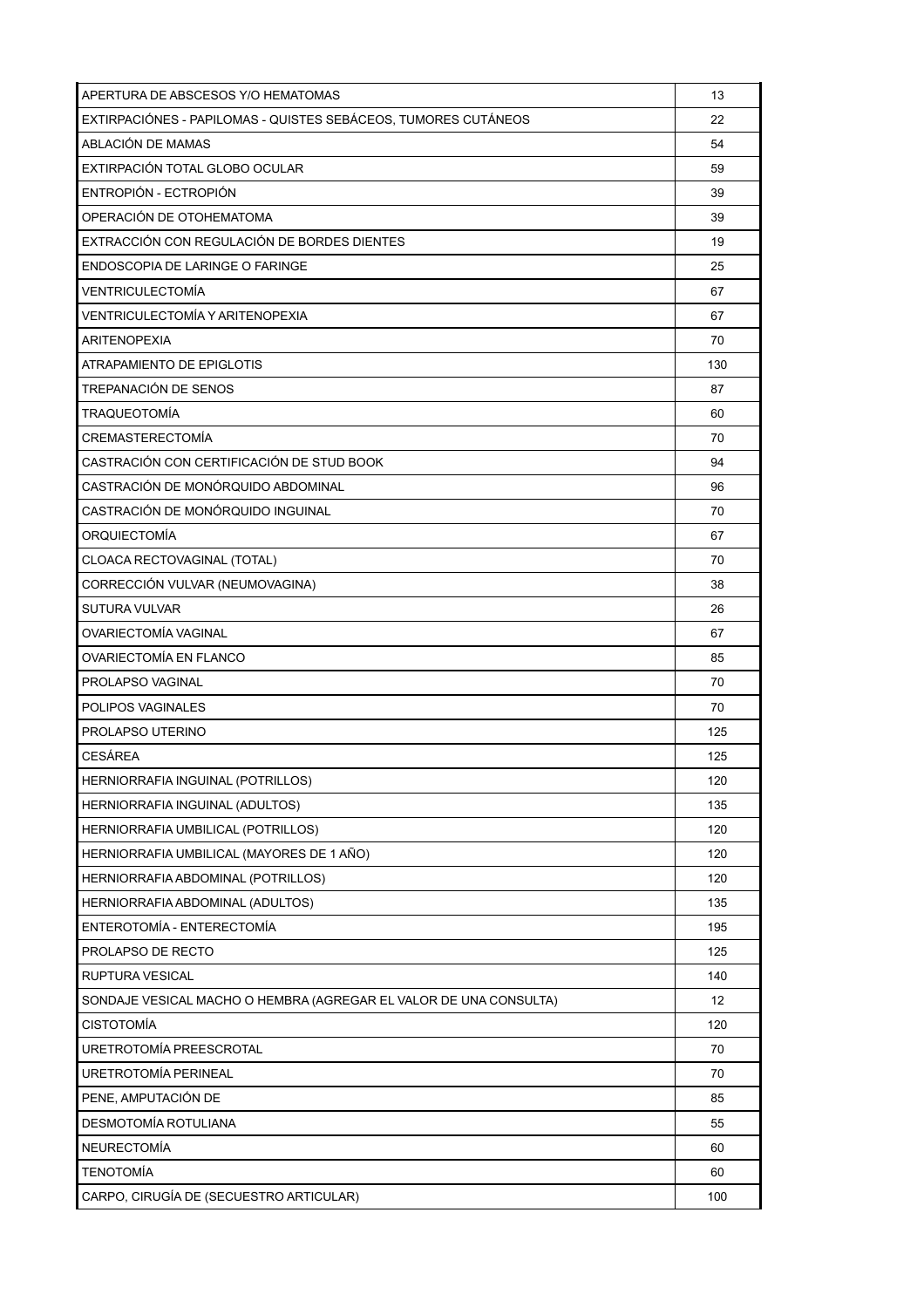| | |
|---|---|
| APERTURA DE ABSCESOS Y/O HEMATOMAS | 13 |
| EXTIRPACIÓNES - PAPILOMAS - QUISTES SEBÁCEOS, TUMORES CUTÁNEOS | 22 |
| ABLACIÓN DE MAMAS | 54 |
| EXTIRPACIÓN TOTAL GLOBO OCULAR | 59 |
| ENTROPIÓN - ECTROPIÓN | 39 |
| OPERACIÓN DE OTOHEMATOMA | 39 |
| EXTRACCIÓN CON REGULACIÓN DE BORDES DIENTES | 19 |
| ENDOSCOPIA DE LARINGE O FARINGE | 25 |
| VENTRICULECTOMÍA | 67 |
| VENTRICULECTOMÍA Y ARITENOPEXIA | 67 |
| ARITENOPEXIA | 70 |
| ATRAPAMIENTO DE EPIGLOTIS | 130 |
| TREPANACIÓN DE SENOS | 87 |
| TRAQUEOTOMÍA | 60 |
| CREMASTERECTOMÍA | 70 |
| CASTRACIÓN CON CERTIFICACIÓN DE STUD BOOK | 94 |
| CASTRACIÓN DE MONÓRQUIDO ABDOMINAL | 96 |
| CASTRACIÓN DE MONÓRQUIDO INGUINAL | 70 |
| ORQUIECTOMÍA | 67 |
| CLOACA RECTOVAGINAL (TOTAL) | 70 |
| CORRECCIÓN VULVAR (NEUMOVAGINA) | 38 |
| SUTURA VULVAR | 26 |
| OVARIECTOMÍA VAGINAL | 67 |
| OVARIECTOMÍA EN FLANCO | 85 |
| PROLAPSO VAGINAL | 70 |
| POLIPOS VAGINALES | 70 |
| PROLAPSO UTERINO | 125 |
| CESÁREA | 125 |
| HERNIORRAFIA INGUINAL (POTRILLOS) | 120 |
| HERNIORRAFIA INGUINAL (ADULTOS) | 135 |
| HERNIORRAFIA UMBILICAL (POTRILLOS) | 120 |
| HERNIORRAFIA UMBILICAL (MAYORES DE 1 AÑO) | 120 |
| HERNIORRAFIA ABDOMINAL (POTRILLOS) | 120 |
| HERNIORRAFIA ABDOMINAL (ADULTOS) | 135 |
| ENTEROTOMÍA - ENTERECTOMÍA | 195 |
| PROLAPSO DE RECTO | 125 |
| RUPTURA VESICAL | 140 |
| SONDAJE VESICAL MACHO O HEMBRA (AGREGAR EL VALOR DE UNA CONSULTA) | 12 |
| CISTOTOMÍA | 120 |
| URETROTOMÍA PREESCROTAL | 70 |
| URETROTOMÍA PERINEAL | 70 |
| PENE, AMPUTACIÓN DE | 85 |
| DESMOTOMÍA ROTULIANA | 55 |
| NEURECTOMÍA | 60 |
| TENOTOMÍA | 60 |
| CARPO, CIRUGÍA DE (SECUESTRO ARTICULAR) | 100 |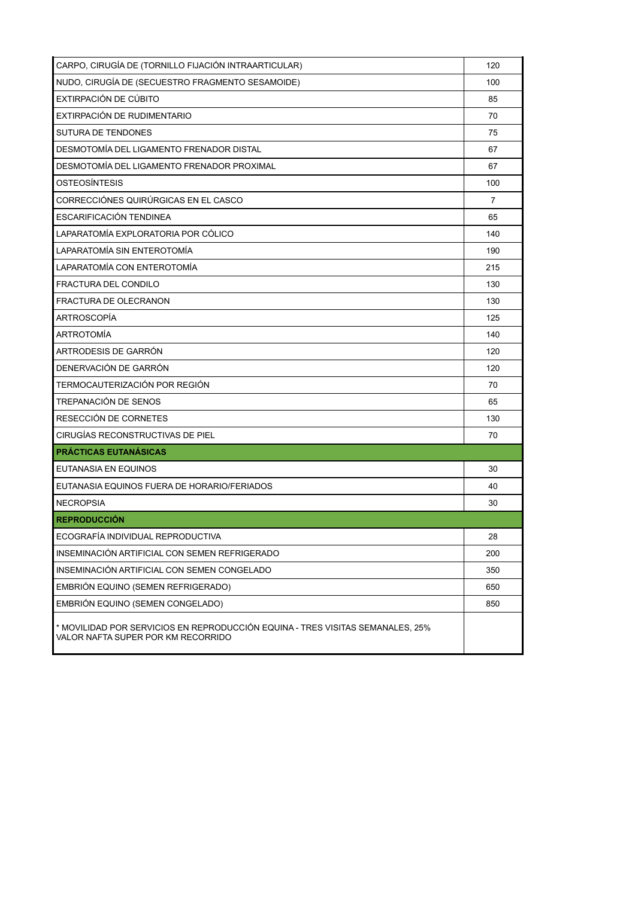| | |
|---|---|
| CARPO, CIRUGÍA DE (TORNILLO FIJACIÓN INTRAARTICULAR) | 120 |
| NUDO, CIRUGÍA DE (SECUESTRO FRAGMENTO SESAMOIDE) | 100 |
| EXTIRPACIÓN DE CÚBITO | 85 |
| EXTIRPACIÓN DE RUDIMENTARIO | 70 |
| SUTURA DE TENDONES | 75 |
| DESMOTOMÍA DEL LIGAMENTO FRENADOR DISTAL | 67 |
| DESMOTOMÍA DEL LIGAMENTO FRENADOR PROXIMAL | 67 |
| OSTEOSÍNTESIS | 100 |
| CORRECCIÓNES QUIRÚRGICAS EN EL CASCO | 7 |
| ESCARIFICACIÓN TENDINEA | 65 |
| LAPARATOMÍA EXPLORATORIA POR CÓLICO | 140 |
| LAPARATOMÍA SIN ENTEROTOMÍA | 190 |
| LAPARATOMÍA CON ENTEROTOMÍA | 215 |
| FRACTURA DEL CONDILO | 130 |
| FRACTURA DE OLECRANON | 130 |
| ARTROSCOPÍA | 125 |
| ARTROTOMÍA | 140 |
| ARTRODESIS DE GARRÓN | 120 |
| DENERVACIÓN DE GARRÓN | 120 |
| TERMOCAUTERIZACIÓN POR REGIÓN | 70 |
| TREPANACIÓN DE SENOS | 65 |
| RESECCIÓN DE CORNETES | 130 |
| CIRUGÍAS RECONSTRUCTIVAS DE PIEL | 70 |
| **PRÁCTICAS EUTANÁSICAS** | |
| EUTANASIA EN EQUINOS | 30 |
| EUTANASIA EQUINOS FUERA DE HORARIO/FERIADOS | 40 |
| NECROPSIA | 30 |
| **REPRODUCCIÓN** | |
| ECOGRAFÍA INDIVIDUAL REPRODUCTIVA | 28 |
| INSEMINACIÓN ARTIFICIAL CON SEMEN REFRIGERADO | 200 |
| INSEMINACIÓN ARTIFICIAL CON SEMEN CONGELADO | 350 |
| EMBRIÓN EQUINO (SEMEN REFRIGERADO) | 650 |
| EMBRIÓN EQUINO (SEMEN CONGELADO) | 850 |
| * MOVILIDAD POR SERVICIOS EN REPRODUCCIÓN EQUINA - TRES VISITAS SEMANALES, 25% VALOR NAFTA SUPER POR KM RECORRIDO | |